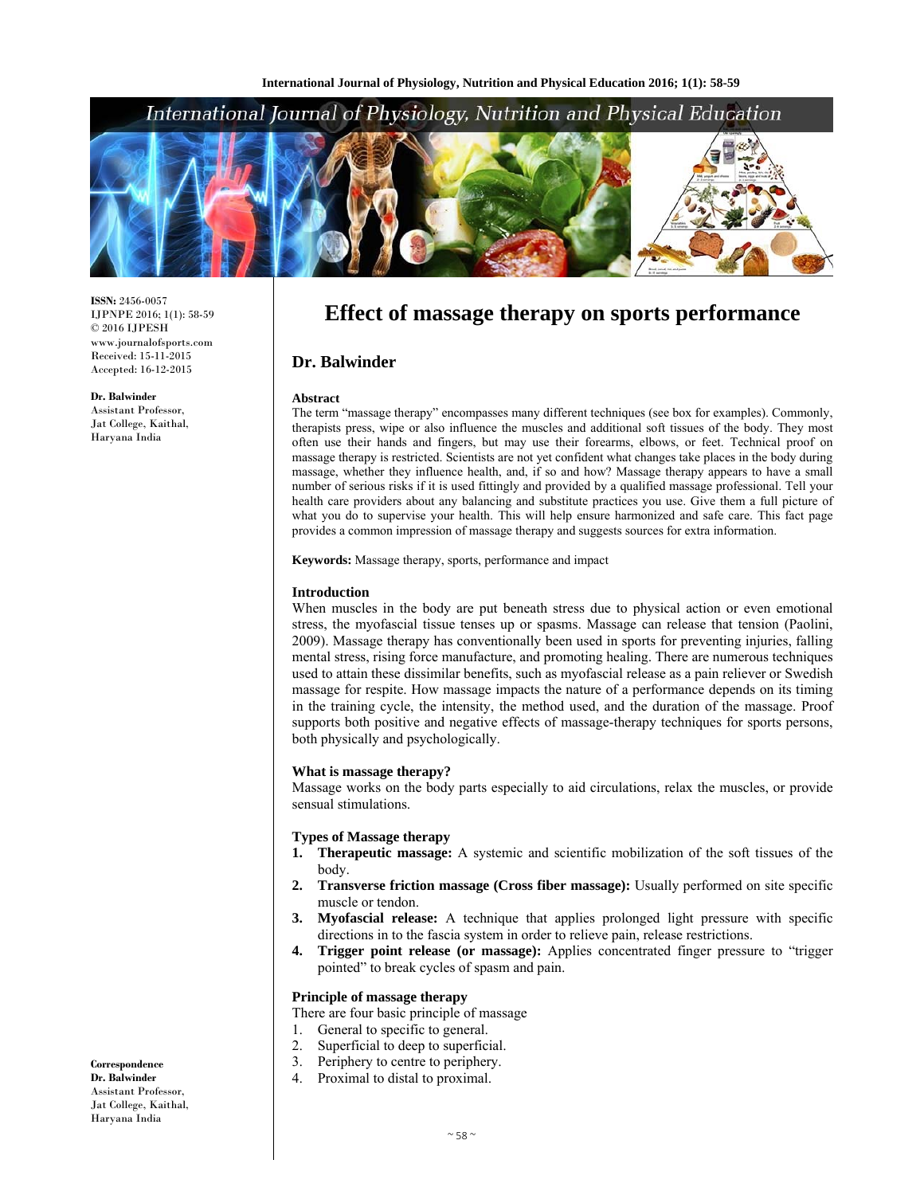ISSN: 2456-0057
IJPNPE 2016; 1(1): 58-59
© 2016 IJPESH
www.journalofsports.com
Received: 15-11-2015
Accepted: 16-12-2015

**Dr. Balwinder**
Assistant Professor,
Jat College, Kaithal,
Haryana India

**Correspondence**
**Dr. Balwinder**
Assistant Professor,
Jat College, Kaithal,
Haryana India

# Effect of massage therapy on sports performance

## Dr. Balwinder

### Abstract

The term "massage therapy" encompasses many different techniques (see box for examples). Commonly, therapists press, wipe or also influence the muscles and additional soft tissues of the body. They most often use their hands and fingers, but may use their forearms, elbows, or feet. Technical proof on massage therapy is restricted. Scientists are not yet confident what changes take places in the body during massage, whether they influence health, and, if so and how? Massage therapy appears to have a small number of serious risks if it is used fittingly and provided by a qualified massage professional. Tell your health care providers about any balancing and substitute practices you use. Give them a full picture of what you do to supervise your health. This will help ensure harmonized and safe care. This fact page provides a common impression of massage therapy and suggests sources for extra information.

**Keywords:** Massage therapy, sports, performance and impact

### Introduction

When muscles in the body are put beneath stress due to physical action or even emotional stress, the myofascial tissue tenses up or spasms. Massage can release that tension (Paolini, 2009). Massage therapy has conventionally been used in sports for preventing injuries, falling mental stress, rising force manufacture, and promoting healing. There are numerous techniques used to attain these dissimilar benefits, such as myofascial release as a pain reliever or Swedish massage for respite. How massage impacts the nature of a performance depends on its timing in the training cycle, the intensity, the method used, and the duration of the massage. Proof supports both positive and negative effects of massage-therapy techniques for sports persons, both physically and psychologically.

### What is massage therapy?

Massage works on the body parts especially to aid circulations, relax the muscles, or provide sensual stimulations.

### Types of Massage therapy

1. **Therapeutic massage:** A systemic and scientific mobilization of the soft tissues of the body.
2. **Transverse friction massage (Cross fiber massage):** Usually performed on site specific muscle or tendon.
3. **Myofascial release:** A technique that applies prolonged light pressure with specific directions in to the fascia system in order to relieve pain, release restrictions.
4. **Trigger point release (or massage):** Applies concentrated finger pressure to "trigger pointed" to break cycles of spasm and pain.

### Principle of massage therapy

There are four basic principle of massage

1. General to specific to general.
2. Superficial to deep to superficial.
3. Periphery to centre to periphery.
4. Proximal to distal to proximal.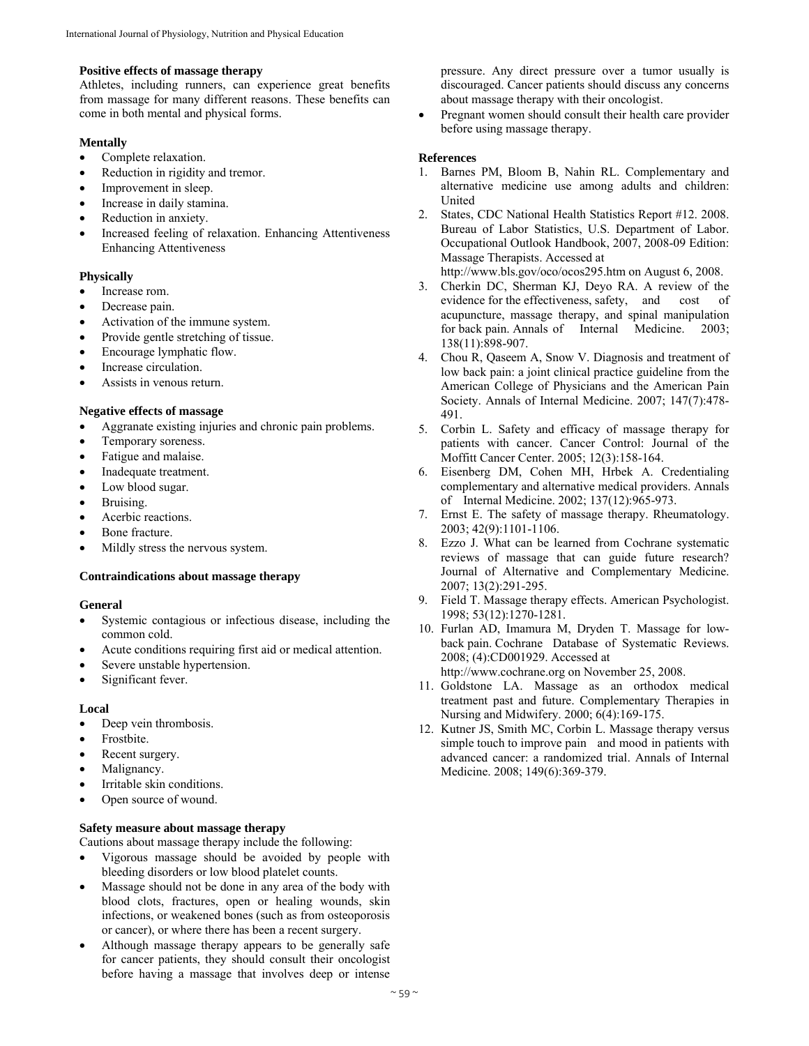**Positive effects of massage therapy**

Athletes, including runners, can experience great benefits from massage for many different reasons. These benefits can come in both mental and physical forms.

**Mentally**

- Complete relaxation.
- Reduction in rigidity and tremor.
- Improvement in sleep.
- Increase in daily stamina.
- Reduction in anxiety.
- Increased feeling of relaxation. Enhancing Attentiveness Enhancing Attentiveness

**Physically**

- Increase rom.
- Decrease pain.
- Activation of the immune system.
- Provide gentle stretching of tissue.
- Encourage lymphatic flow.
- Increase circulation.
- Assists in venous return.

**Negative effects of massage**

- Aggranate existing injuries and chronic pain problems.
- Temporary soreness.
- Fatigue and malaise.
- Inadequate treatment.
- Low blood sugar.
- Bruising.
- Acerbic reactions.
- Bone fracture.
- Mildly stress the nervous system.

**Contraindications about massage therapy**

**General**

- Systemic contagious or infectious disease, including the common cold.
- Acute conditions requiring first aid or medical attention.
- Severe unstable hypertension.
- Significant fever.

**Local**

- Deep vein thrombosis.
- Frostbite.
- Recent surgery.
- Malignancy.
- Irritable skin conditions.
- Open source of wound.

**Safety measure about massage therapy**

Cautions about massage therapy include the following:

- Vigorous massage should be avoided by people with bleeding disorders or low blood platelet counts.
- Massage should not be done in any area of the body with blood clots, fractures, open or healing wounds, skin infections, or weakened bones (such as from osteoporosis or cancer), or where there has been a recent surgery.
- Although massage therapy appears to be generally safe for cancer patients, they should consult their oncologist before having a massage that involves deep or intense pressure. Any direct pressure over a tumor usually is discouraged. Cancer patients should discuss any concerns about massage therapy with their oncologist.
- Pregnant women should consult their health care provider before using massage therapy.

**References**

1. Barnes PM, Bloom B, Nahin RL. Complementary and alternative medicine use among adults and children: United
2. States, CDC National Health Statistics Report #12. 2008. Bureau of Labor Statistics, U.S. Department of Labor. Occupational Outlook Handbook, 2007, 2008-09 Edition: Massage Therapists. Accessed at http://www.bls.gov/oco/ocos295.htm on August 6, 2008.
3. Cherkin DC, Sherman KJ, Deyo RA. A review of the evidence for the effectiveness, safety, and cost of acupuncture, massage therapy, and spinal manipulation for back pain. Annals of Internal Medicine. 2003; 138(11):898-907.
4. Chou R, Qaseem A, Snow V. Diagnosis and treatment of low back pain: a joint clinical practice guideline from the American College of Physicians and the American Pain Society. Annals of Internal Medicine. 2007; 147(7):478-491.
5. Corbin L. Safety and efficacy of massage therapy for patients with cancer. Cancer Control: Journal of the Moffitt Cancer Center. 2005; 12(3):158-164.
6. Eisenberg DM, Cohen MH, Hrbek A. Credentialing complementary and alternative medical providers. Annals of Internal Medicine. 2002; 137(12):965-973.
7. Ernst E. The safety of massage therapy. Rheumatology. 2003; 42(9):1101-1106.
8. Ezzo J. What can be learned from Cochrane systematic reviews of massage that can guide future research? Journal of Alternative and Complementary Medicine. 2007; 13(2):291-295.
9. Field T. Massage therapy effects. American Psychologist. 1998; 53(12):1270-1281.
10. Furlan AD, Imamura M, Dryden T. Massage for low-back pain. Cochrane Database of Systematic Reviews. 2008; (4):CD001929. Accessed at http://www.cochrane.org on November 25, 2008.
11. Goldstone LA. Massage as an orthodox medical treatment past and future. Complementary Therapies in Nursing and Midwifery. 2000; 6(4):169-175.
12. Kutner JS, Smith MC, Corbin L. Massage therapy versus simple touch to improve pain and mood in patients with advanced cancer: a randomized trial. Annals of Internal Medicine. 2008; 149(6):369-379.